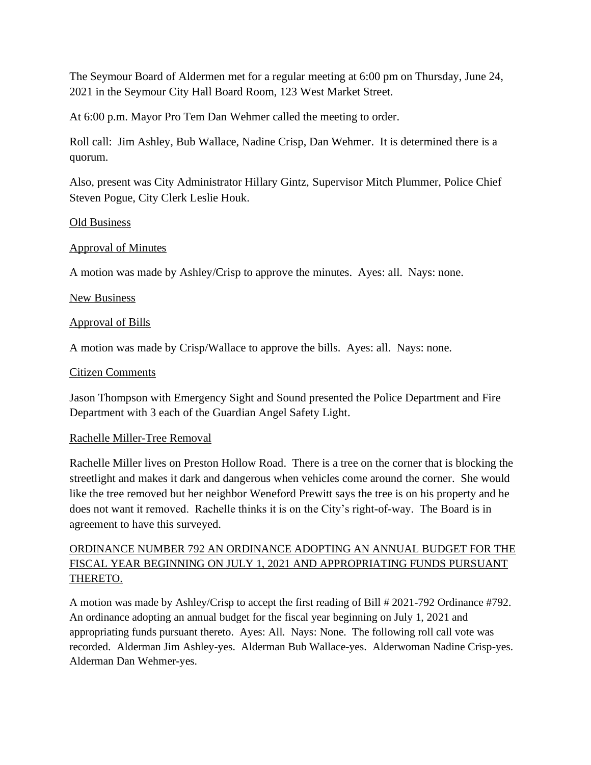The Seymour Board of Aldermen met for a regular meeting at 6:00 pm on Thursday, June 24, 2021 in the Seymour City Hall Board Room, 123 West Market Street.

At 6:00 p.m. Mayor Pro Tem Dan Wehmer called the meeting to order.

Roll call: Jim Ashley, Bub Wallace, Nadine Crisp, Dan Wehmer. It is determined there is a quorum.

Also, present was City Administrator Hillary Gintz, Supervisor Mitch Plummer, Police Chief Steven Pogue, City Clerk Leslie Houk.

<u>Old Business</u>

<u>Approval of Minutes</u>

A motion was made by Ashley/Crisp to approve the minutes. Ayes: all. Nays: none.

<u>New Business</u>

<u>Approval of Bills</u>

A motion was made by Crisp/Wallace to approve the bills. Ayes: all. Nays: none.

<u>Citizen Comments</u>

Jason Thompson with Emergency Sight and Sound presented the Police Department and Fire Department with 3 each of the Guardian Angel Safety Light.

<u>Rachelle Miller-Tree Removal</u>

Rachelle Miller lives on Preston Hollow Road. There is a tree on the corner that is blocking the streetlight and makes it dark and dangerous when vehicles come around the corner. She would like the tree removed but her neighbor Weneford Prewitt says the tree is on his property and he does not want it removed. Rachelle thinks it is on the City's right-of-way. The Board is in agreement to have this surveyed.

<u>ORDINANCE NUMBER 792 AN ORDINANCE ADOPTING AN ANNUAL BUDGET FOR THE FISCAL YEAR BEGINNING ON JULY 1, 2021 AND APPROPRIATING FUNDS PURSUANT THERETO.</u>

A motion was made by Ashley/Crisp to accept the first reading of Bill # 2021-792 Ordinance #792. An ordinance adopting an annual budget for the fiscal year beginning on July 1, 2021 and appropriating funds pursuant thereto. Ayes: All. Nays: None. The following roll call vote was recorded. Alderman Jim Ashley-yes. Alderman Bub Wallace-yes. Alderwoman Nadine Crisp-yes. Alderman Dan Wehmer-yes.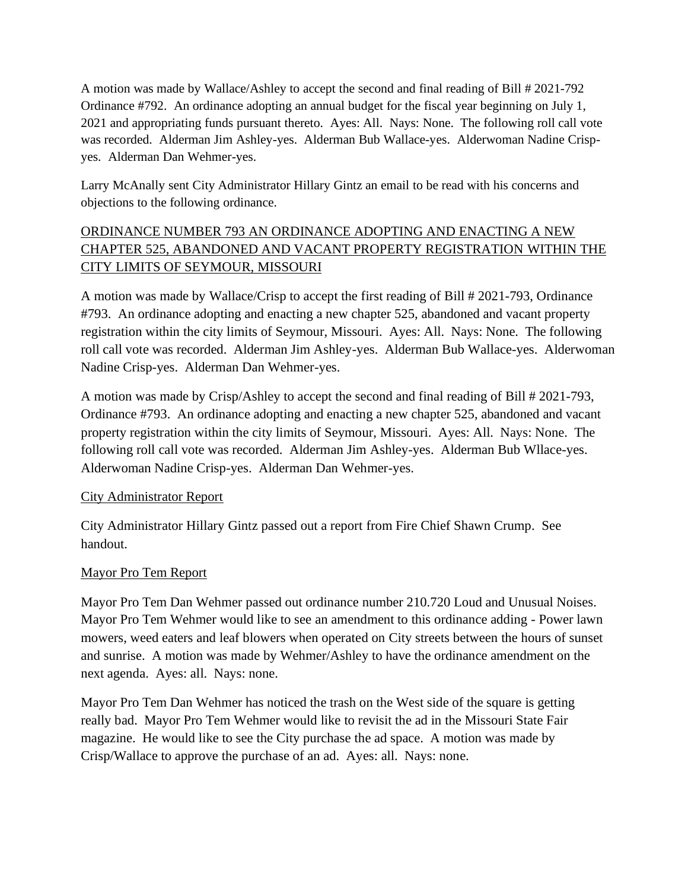A motion was made by Wallace/Ashley to accept the second and final reading of Bill # 2021-792 Ordinance #792. An ordinance adopting an annual budget for the fiscal year beginning on July 1, 2021 and appropriating funds pursuant thereto. Ayes: All. Nays: None. The following roll call vote was recorded. Alderman Jim Ashley-yes. Alderman Bub Wallace-yes. Alderwoman Nadine Crisp-yes. Alderman Dan Wehmer-yes.

Larry McAnally sent City Administrator Hillary Gintz an email to be read with his concerns and objections to the following ordinance.

<u>ORDINANCE NUMBER 793 AN ORDINANCE ADOPTING AND ENACTING A NEW CHAPTER 525, ABANDONED AND VACANT PROPERTY REGISTRATION WITHIN THE CITY LIMITS OF SEYMOUR, MISSOURI</u>

A motion was made by Wallace/Crisp to accept the first reading of Bill # 2021-793, Ordinance #793. An ordinance adopting and enacting a new chapter 525, abandoned and vacant property registration within the city limits of Seymour, Missouri. Ayes: All. Nays: None. The following roll call vote was recorded. Alderman Jim Ashley-yes. Alderman Bub Wallace-yes. Alderwoman Nadine Crisp-yes. Alderman Dan Wehmer-yes.

A motion was made by Crisp/Ashley to accept the second and final reading of Bill # 2021-793, Ordinance #793. An ordinance adopting and enacting a new chapter 525, abandoned and vacant property registration within the city limits of Seymour, Missouri. Ayes: All. Nays: None. The following roll call vote was recorded. Alderman Jim Ashley-yes. Alderman Bub Wllace-yes. Alderwoman Nadine Crisp-yes. Alderman Dan Wehmer-yes.

<u>City Administrator Report</u>

City Administrator Hillary Gintz passed out a report from Fire Chief Shawn Crump. See handout.

<u>Mayor Pro Tem Report</u>

Mayor Pro Tem Dan Wehmer passed out ordinance number 210.720 Loud and Unusual Noises. Mayor Pro Tem Wehmer would like to see an amendment to this ordinance adding - Power lawn mowers, weed eaters and leaf blowers when operated on City streets between the hours of sunset and sunrise. A motion was made by Wehmer/Ashley to have the ordinance amendment on the next agenda. Ayes: all. Nays: none.

Mayor Pro Tem Dan Wehmer has noticed the trash on the West side of the square is getting really bad. Mayor Pro Tem Wehmer would like to revisit the ad in the Missouri State Fair magazine. He would like to see the City purchase the ad space. A motion was made by Crisp/Wallace to approve the purchase of an ad. Ayes: all. Nays: none.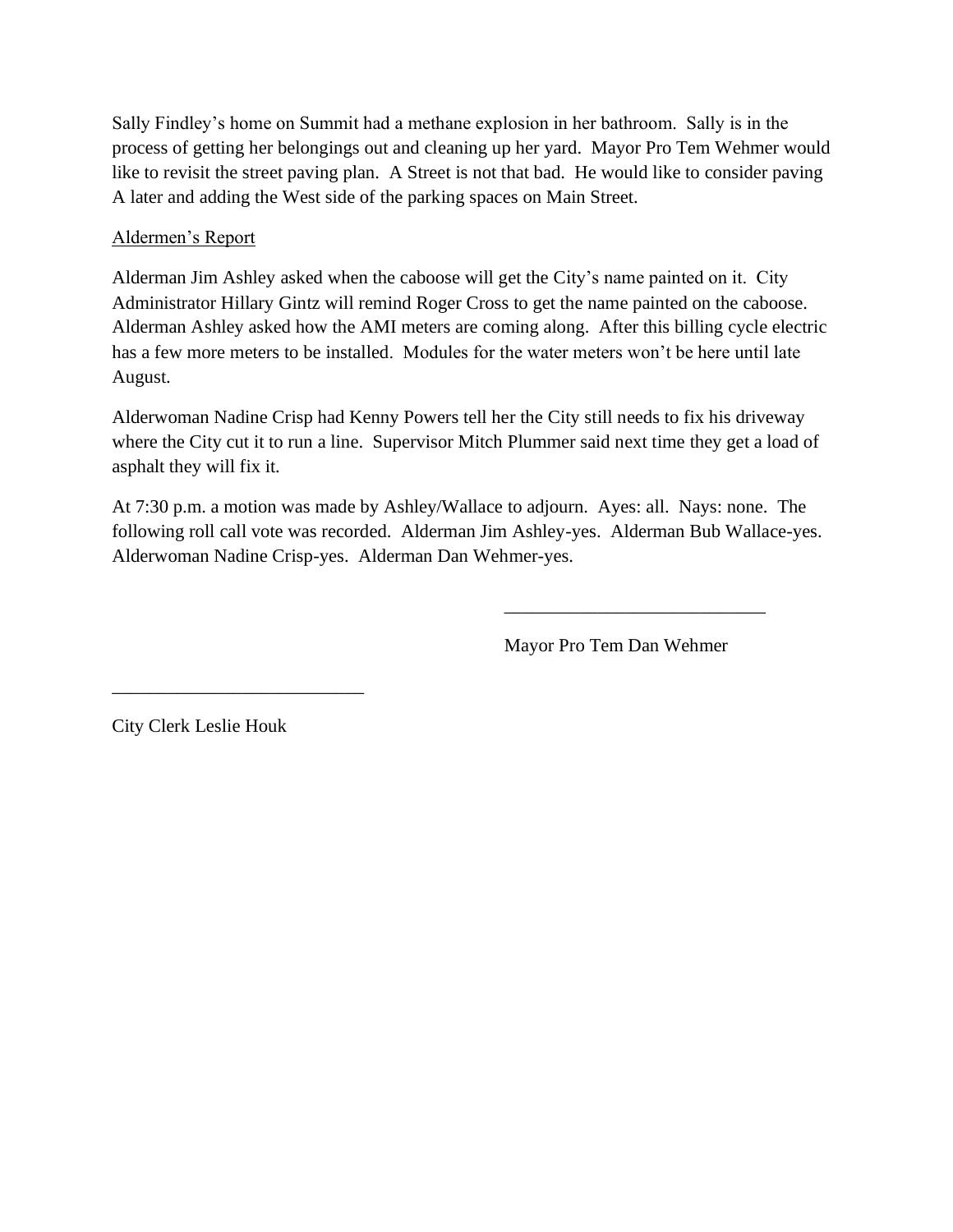Sally Findley's home on Summit had a methane explosion in her bathroom. Sally is in the process of getting her belongings out and cleaning up her yard. Mayor Pro Tem Wehmer would like to revisit the street paving plan. A Street is not that bad. He would like to consider paving A later and adding the West side of the parking spaces on Main Street.

<u>Aldermen's Report</u>

Alderman Jim Ashley asked when the caboose will get the City's name painted on it. City Administrator Hillary Gintz will remind Roger Cross to get the name painted on the caboose. Alderman Ashley asked how the AMI meters are coming along. After this billing cycle electric has a few more meters to be installed. Modules for the water meters won't be here until late August.

Alderwoman Nadine Crisp had Kenny Powers tell her the City still needs to fix his driveway where the City cut it to run a line. Supervisor Mitch Plummer said next time they get a load of asphalt they will fix it.

At 7:30 p.m. a motion was made by Ashley/Wallace to adjourn. Ayes: all. Nays: none. The following roll call vote was recorded. Alderman Jim Ashley-yes. Alderman Bub Wallace-yes. Alderwoman Nadine Crisp-yes. Alderman Dan Wehmer-yes.

\_\_\_\_\_\_\_\_\_\_\_\_\_\_\_\_\_\_\_\_\_\_\_\_\_\_\_\_

Mayor Pro Tem Dan Wehmer

\_\_\_\_\_\_\_\_\_\_\_\_\_\_\_\_\_\_\_\_\_\_\_\_\_\_\_\_

City Clerk Leslie Houk